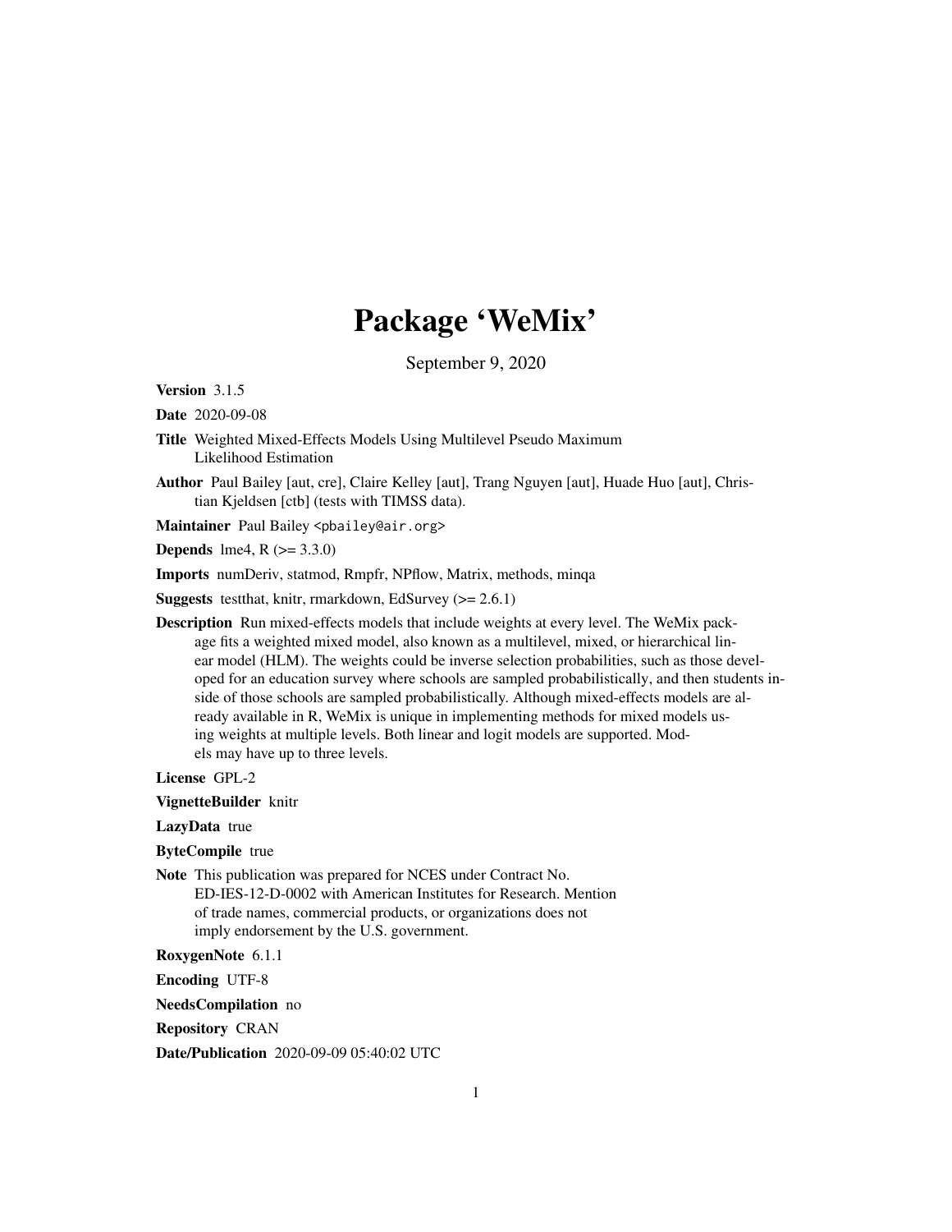# Package 'WeMix'

September 9, 2020

**Version** 3.1.5

**Date** 2020-09-08

**Title** Weighted Mixed-Effects Models Using Multilevel Pseudo Maximum Likelihood Estimation

**Author** Paul Bailey [aut, cre], Claire Kelley [aut], Trang Nguyen [aut], Huade Huo [aut], Christian Kjeldsen [ctb] (tests with TIMSS data).

**Maintainer** Paul Bailey <pbailey@air.org>

**Depends** lme4, R (>= 3.3.0)

**Imports** numDeriv, statmod, Rmpfr, NPflow, Matrix, methods, minqa

**Suggests** testthat, knitr, rmarkdown, EdSurvey (>= 2.6.1)

**Description** Run mixed-effects models that include weights at every level. The WeMix package fits a weighted mixed model, also known as a multilevel, mixed, or hierarchical linear model (HLM). The weights could be inverse selection probabilities, such as those developed for an education survey where schools are sampled probabilistically, and then students inside of those schools are sampled probabilistically. Although mixed-effects models are already available in R, WeMix is unique in implementing methods for mixed models using weights at multiple levels. Both linear and logit models are supported. Models may have up to three levels.

**License** GPL-2

**VignetteBuilder** knitr

**LazyData** true

**ByteCompile** true

**Note** This publication was prepared for NCES under Contract No. ED-IES-12-D-0002 with American Institutes for Research. Mention of trade names, commercial products, or organizations does not imply endorsement by the U.S. government.

**RoxygenNote** 6.1.1

**Encoding** UTF-8

**NeedsCompilation** no

**Repository** CRAN

**Date/Publication** 2020-09-09 05:40:02 UTC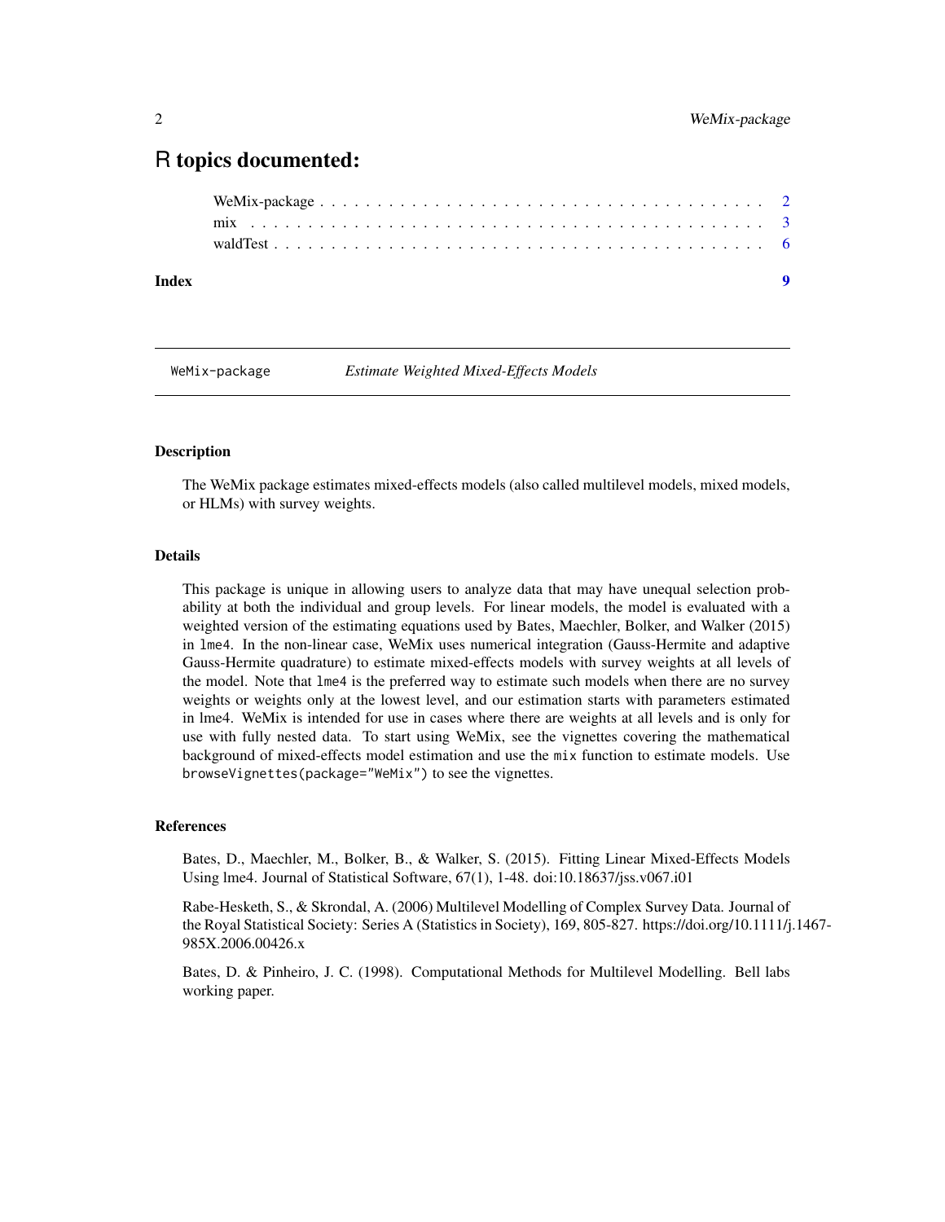# R topics documented:

WeMix-package . . . . . . . . . . . . . . . . . . . . . . . . . . . . . . . . . . . . . 2
mix . . . . . . . . . . . . . . . . . . . . . . . . . . . . . . . . . . . . . . . . . . . 3
waldTest . . . . . . . . . . . . . . . . . . . . . . . . . . . . . . . . . . . . . . . . 6

**Index** **9**

---

WeMix-package *Estimate Weighted Mixed-Effects Models*

---

### Description

The WeMix package estimates mixed-effects models (also called multilevel models, mixed models, or HLMs) with survey weights.

### Details

This package is unique in allowing users to analyze data that may have unequal selection probability at both the individual and group levels. For linear models, the model is evaluated with a weighted version of the estimating equations used by Bates, Maechler, Bolker, and Walker (2015) in `lme4`. In the non-linear case, WeMix uses numerical integration (Gauss-Hermite and adaptive Gauss-Hermite quadrature) to estimate mixed-effects models with survey weights at all levels of the model. Note that `lme4` is the preferred way to estimate such models when there are no survey weights or weights only at the lowest level, and our estimation starts with parameters estimated in lme4. WeMix is intended for use in cases where there are weights at all levels and is only for use with fully nested data. To start using WeMix, see the vignettes covering the mathematical background of mixed-effects model estimation and use the `mix` function to estimate models. Use `browseVignettes(package="WeMix")` to see the vignettes.

### References

Bates, D., Maechler, M., Bolker, B., & Walker, S. (2015). Fitting Linear Mixed-Effects Models Using lme4. Journal of Statistical Software, 67(1), 1-48. doi:10.18637/jss.v067.i01

Rabe-Hesketh, S., & Skrondal, A. (2006) Multilevel Modelling of Complex Survey Data. Journal of the Royal Statistical Society: Series A (Statistics in Society), 169, 805-827. https://doi.org/10.1111/j.1467-985X.2006.00426.x

Bates, D. & Pinheiro, J. C. (1998). Computational Methods for Multilevel Modelling. Bell labs working paper.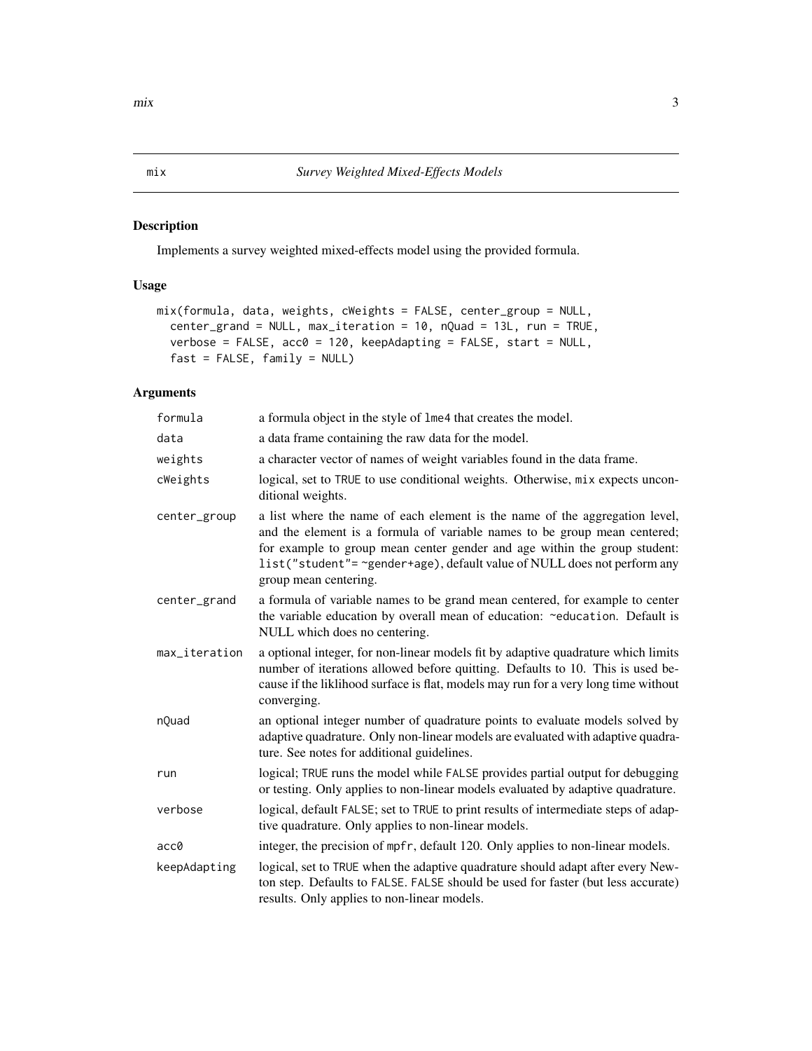## mix — *Survey Weighted Mixed-Effects Models*

### Description

Implements a survey weighted mixed-effects model using the provided formula.

### Usage

```
mix(formula, data, weights, cWeights = FALSE, center_group = NULL,
  center_grand = NULL, max_iteration = 10, nQuad = 13L, run = TRUE,
  verbose = FALSE, acc0 = 120, keepAdapting = FALSE, start = NULL,
  fast = FALSE, family = NULL)
```

### Arguments

| Argument | Description |
|---|---|
| `formula` | a formula object in the style of `lme4` that creates the model. |
| `data` | a data frame containing the raw data for the model. |
| `weights` | a character vector of names of weight variables found in the data frame. |
| `cWeights` | logical, set to `TRUE` to use conditional weights. Otherwise, `mix` expects unconditional weights. |
| `center_group` | a list where the name of each element is the name of the aggregation level, and the element is a formula of variable names to be group mean centered; for example to group mean center gender and age within the group student: `list("student"= ~gender+age)`, default value of NULL does not perform any group mean centering. |
| `center_grand` | a formula of variable names to be grand mean centered, for example to center the variable education by overall mean of education: `~education`. Default is NULL which does no centering. |
| `max_iteration` | a optional integer, for non-linear models fit by adaptive quadrature which limits number of iterations allowed before quitting. Defaults to 10. This is used because if the liklihood surface is flat, models may run for a very long time without converging. |
| `nQuad` | an optional integer number of quadrature points to evaluate models solved by adaptive quadrature. Only non-linear models are evaluated with adaptive quadrature. See notes for additional guidelines. |
| `run` | logical; `TRUE` runs the model while `FALSE` provides partial output for debugging or testing. Only applies to non-linear models evaluated by adaptive quadrature. |
| `verbose` | logical, default `FALSE`; set to `TRUE` to print results of intermediate steps of adaptive quadrature. Only applies to non-linear models. |
| `acc0` | integer, the precision of `mpfr`, default 120. Only applies to non-linear models. |
| `keepAdapting` | logical, set to `TRUE` when the adaptive quadrature should adapt after every Newton step. Defaults to `FALSE`. `FALSE` should be used for faster (but less accurate) results. Only applies to non-linear models. |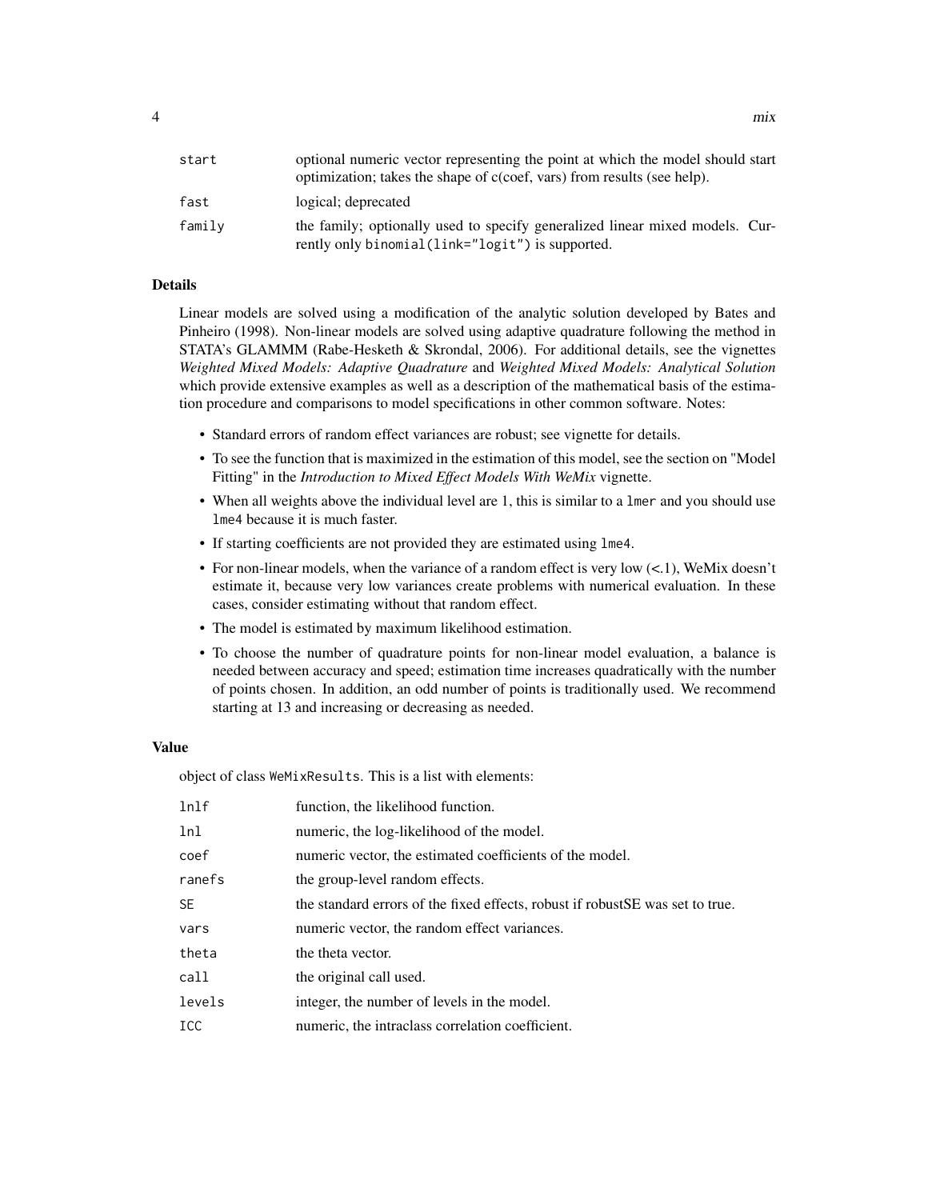| | |
|---|---|
| `start` | optional numeric vector representing the point at which the model should start optimization; takes the shape of c(coef, vars) from results (see help). |
| `fast` | logical; deprecated |
| `family` | the family; optionally used to specify generalized linear mixed models. Currently only `binomial(link="logit")` is supported. |

### Details

Linear models are solved using a modification of the analytic solution developed by Bates and Pinheiro (1998). Non-linear models are solved using adaptive quadrature following the method in STATA's GLAMMM (Rabe-Hesketh & Skrondal, 2006). For additional details, see the vignettes *Weighted Mixed Models: Adaptive Quadrature* and *Weighted Mixed Models: Analytical Solution* which provide extensive examples as well as a description of the mathematical basis of the estimation procedure and comparisons to model specifications in other common software. Notes:

- Standard errors of random effect variances are robust; see vignette for details.
- To see the function that is maximized in the estimation of this model, see the section on "Model Fitting" in the *Introduction to Mixed Effect Models With WeMix* vignette.
- When all weights above the individual level are 1, this is similar to a `lmer` and you should use `lme4` because it is much faster.
- If starting coefficients are not provided they are estimated using `lme4`.
- For non-linear models, when the variance of a random effect is very low (<.1), WeMix doesn't estimate it, because very low variances create problems with numerical evaluation. In these cases, consider estimating without that random effect.
- The model is estimated by maximum likelihood estimation.
- To choose the number of quadrature points for non-linear model evaluation, a balance is needed between accuracy and speed; estimation time increases quadratically with the number of points chosen. In addition, an odd number of points is traditionally used. We recommend starting at 13 and increasing or decreasing as needed.

### Value

object of class `WeMixResults`. This is a list with elements:

| | |
|---|---|
| `lnlf` | function, the likelihood function. |
| `lnl` | numeric, the log-likelihood of the model. |
| `coef` | numeric vector, the estimated coefficients of the model. |
| `ranefs` | the group-level random effects. |
| `SE` | the standard errors of the fixed effects, robust if robustSE was set to true. |
| `vars` | numeric vector, the random effect variances. |
| `theta` | the theta vector. |
| `call` | the original call used. |
| `levels` | integer, the number of levels in the model. |
| `ICC` | numeric, the intraclass correlation coefficient. |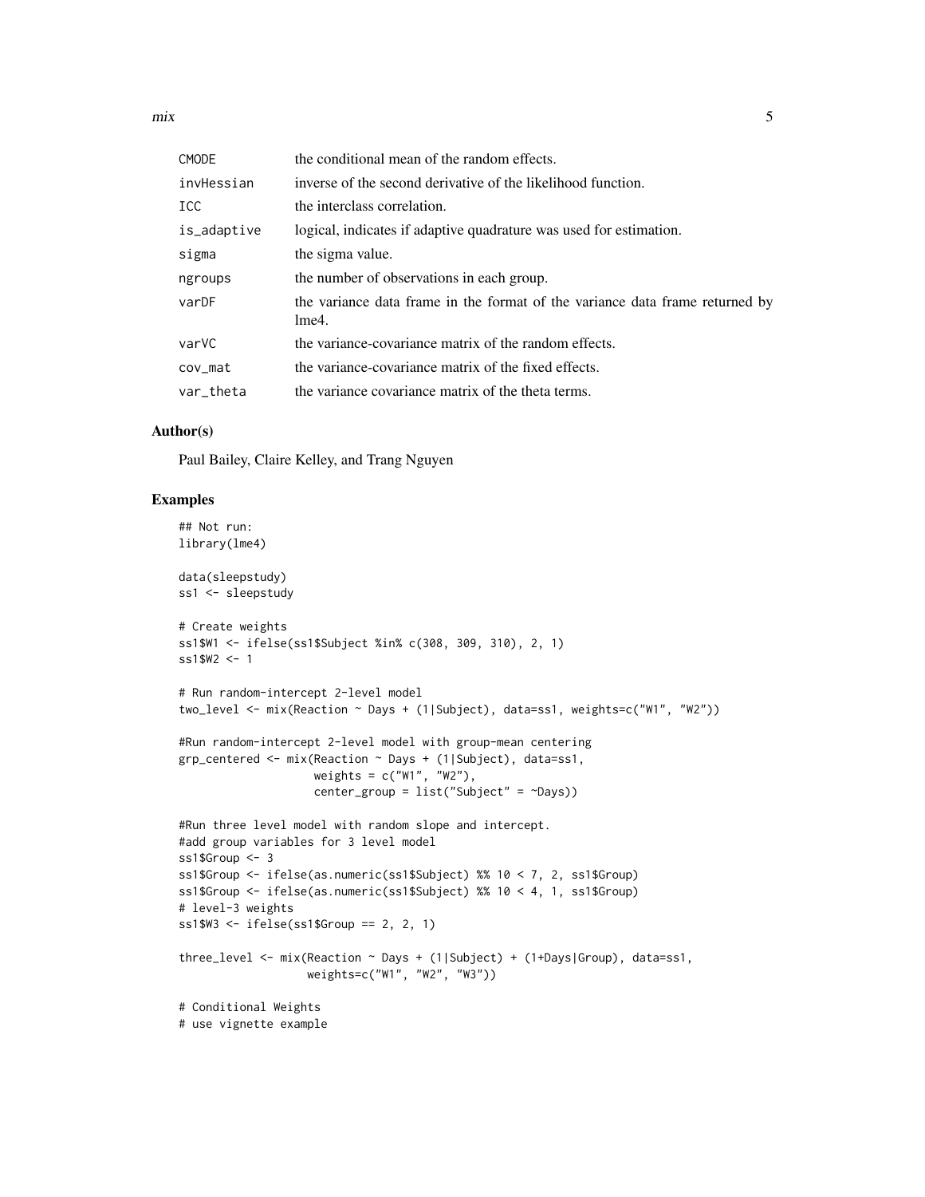| | |
|---|---|
| CMODE | the conditional mean of the random effects. |
| invHessian | inverse of the second derivative of the likelihood function. |
| ICC | the interclass correlation. |
| is_adaptive | logical, indicates if adaptive quadrature was used for estimation. |
| sigma | the sigma value. |
| ngroups | the number of observations in each group. |
| varDF | the variance data frame in the format of the variance data frame returned by lme4. |
| varVC | the variance-covariance matrix of the random effects. |
| cov_mat | the variance-covariance matrix of the fixed effects. |
| var_theta | the variance covariance matrix of the theta terms. |

## Author(s)

Paul Bailey, Claire Kelley, and Trang Nguyen

## Examples

```
## Not run:
library(lme4)

data(sleepstudy)
ss1 <- sleepstudy

# Create weights
ss1$W1 <- ifelse(ss1$Subject %in% c(308, 309, 310), 2, 1)
ss1$W2 <- 1

# Run random-intercept 2-level model
two_level <- mix(Reaction ~ Days + (1|Subject), data=ss1, weights=c("W1", "W2"))

#Run random-intercept 2-level model with group-mean centering
grp_centered <- mix(Reaction ~ Days + (1|Subject), data=ss1,
                    weights = c("W1", "W2"),
                    center_group = list("Subject" = ~Days))

#Run three level model with random slope and intercept.
#add group variables for 3 level model
ss1$Group <- 3
ss1$Group <- ifelse(as.numeric(ss1$Subject) %% 10 < 7, 2, ss1$Group)
ss1$Group <- ifelse(as.numeric(ss1$Subject) %% 10 < 4, 1, ss1$Group)
# level-3 weights
ss1$W3 <- ifelse(ss1$Group == 2, 2, 1)

three_level <- mix(Reaction ~ Days + (1|Subject) + (1+Days|Group), data=ss1,
                   weights=c("W1", "W2", "W3"))

# Conditional Weights
# use vignette example
```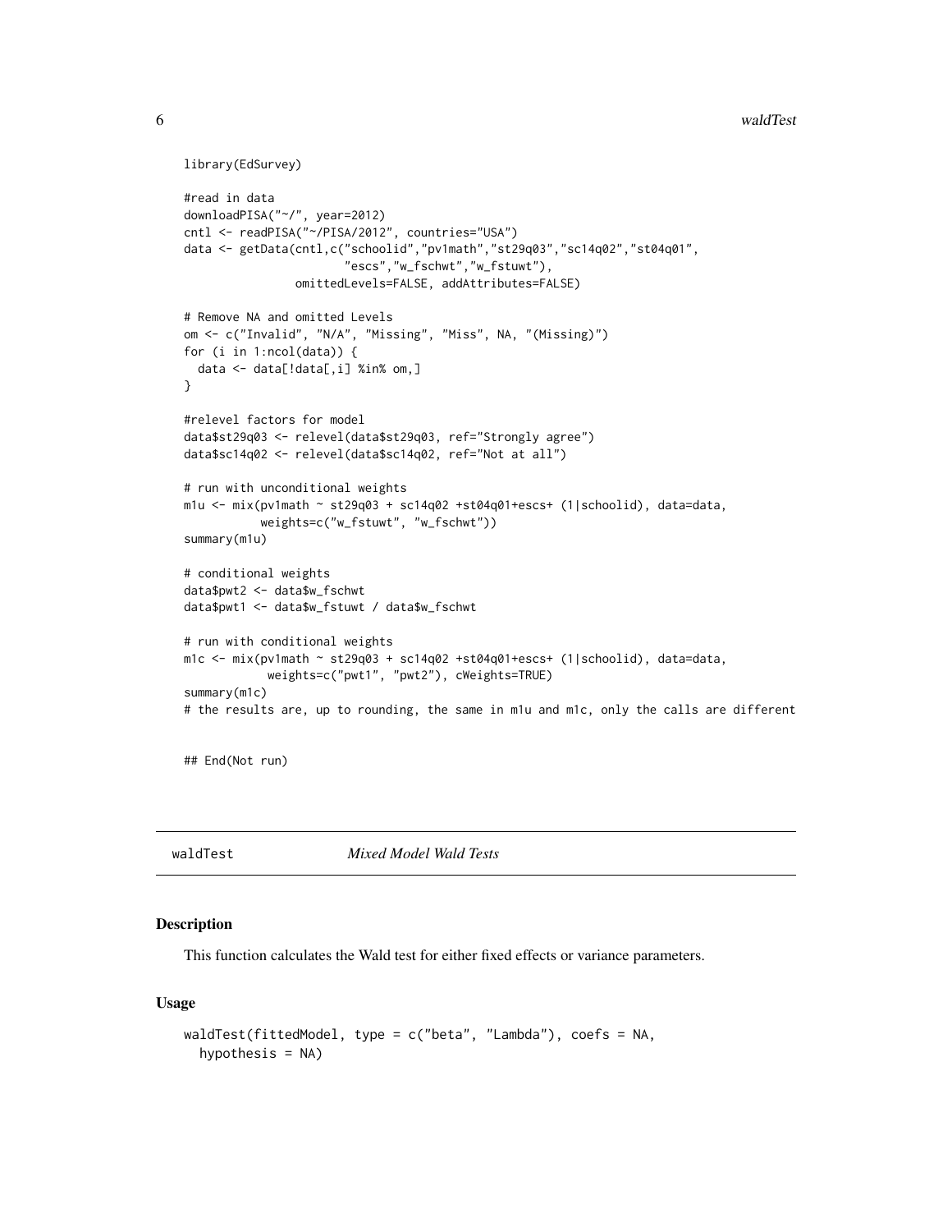```
library(EdSurvey)

#read in data
downloadPISA("~/", year=2012)
cntl <- readPISA("~/PISA/2012", countries="USA")
data <- getData(cntl,c("schoolid","pv1math","st29q03","sc14q02","st04q01",
                       "escs","w_fschwt","w_fstuwt"),
                omittedLevels=FALSE, addAttributes=FALSE)

# Remove NA and omitted Levels
om <- c("Invalid", "N/A", "Missing", "Miss", NA, "(Missing)")
for (i in 1:ncol(data)) {
  data <- data[!data[,i] %in% om,]
}

#relevel factors for model
data$st29q03 <- relevel(data$st29q03, ref="Strongly agree")
data$sc14q02 <- relevel(data$sc14q02, ref="Not at all")

# run with unconditional weights
m1u <- mix(pv1math ~ st29q03 + sc14q02 +st04q01+escs+ (1|schoolid), data=data,
           weights=c("w_fstuwt", "w_fschwt"))
summary(m1u)

# conditional weights
data$pwt2 <- data$w_fschwt
data$pwt1 <- data$w_fstuwt / data$w_fschwt

# run with conditional weights
m1c <- mix(pv1math ~ st29q03 + sc14q02 +st04q01+escs+ (1|schoolid), data=data,
            weights=c("pwt1", "pwt2"), cWeights=TRUE)
summary(m1c)
# the results are, up to rounding, the same in m1u and m1c, only the calls are different

## End(Not run)
```

---

## waldTest *Mixed Model Wald Tests*

### Description

This function calculates the Wald test for either fixed effects or variance parameters.

### Usage

```
waldTest(fittedModel, type = c("beta", "Lambda"), coefs = NA,
  hypothesis = NA)
```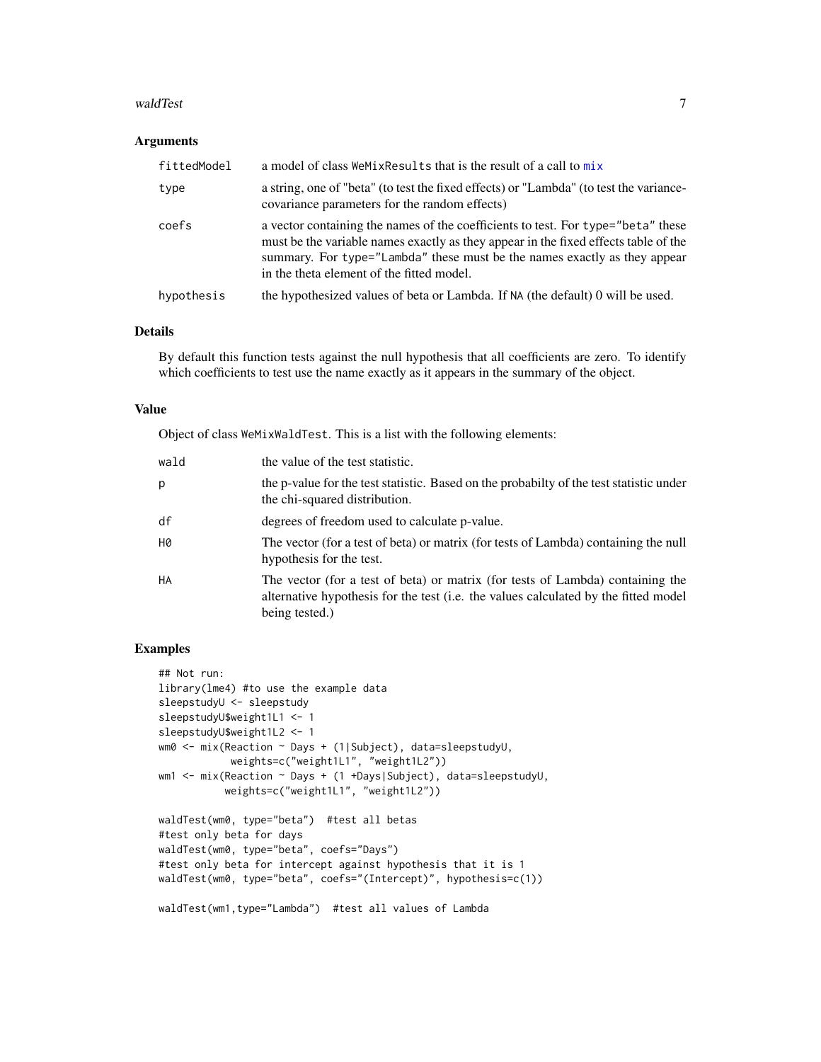### Arguments

| | |
|---|---|
| `fittedModel` | a model of class `WeMixResults` that is the result of a call to `mix` |
| `type` | a string, one of "beta" (to test the fixed effects) or "Lambda" (to test the variance-covariance parameters for the random effects) |
| `coefs` | a vector containing the names of the coefficients to test. For `type="beta"` these must be the variable names exactly as they appear in the fixed effects table of the summary. For `type="Lambda"` these must be the names exactly as they appear in the theta element of the fitted model. |
| `hypothesis` | the hypothesized values of beta or Lambda. If `NA` (the default) 0 will be used. |

### Details

By default this function tests against the null hypothesis that all coefficients are zero. To identify which coefficients to test use the name exactly as it appears in the summary of the object.

### Value

Object of class `WeMixWaldTest`. This is a list with the following elements:

| | |
|---|---|
| `wald` | the value of the test statistic. |
| `p` | the p-value for the test statistic. Based on the probabilty of the test statistic under the chi-squared distribution. |
| `df` | degrees of freedom used to calculate p-value. |
| `H0` | The vector (for a test of beta) or matrix (for tests of Lambda) containing the null hypothesis for the test. |
| `HA` | The vector (for a test of beta) or matrix (for tests of Lambda) containing the alternative hypothesis for the test (i.e. the values calculated by the fitted model being tested.) |

### Examples

```
## Not run:
library(lme4) #to use the example data
sleepstudyU <- sleepstudy
sleepstudyU$weight1L1 <- 1
sleepstudyU$weight1L2 <- 1
wm0 <- mix(Reaction ~ Days + (1|Subject), data=sleepstudyU,
            weights=c("weight1L1", "weight1L2"))
wm1 <- mix(Reaction ~ Days + (1 +Days|Subject), data=sleepstudyU,
           weights=c("weight1L1", "weight1L2"))

waldTest(wm0, type="beta")  #test all betas
#test only beta for days
waldTest(wm0, type="beta", coefs="Days")
#test only beta for intercept against hypothesis that it is 1
waldTest(wm0, type="beta", coefs="(Intercept)", hypothesis=c(1))

waldTest(wm1,type="Lambda")  #test all values of Lambda
```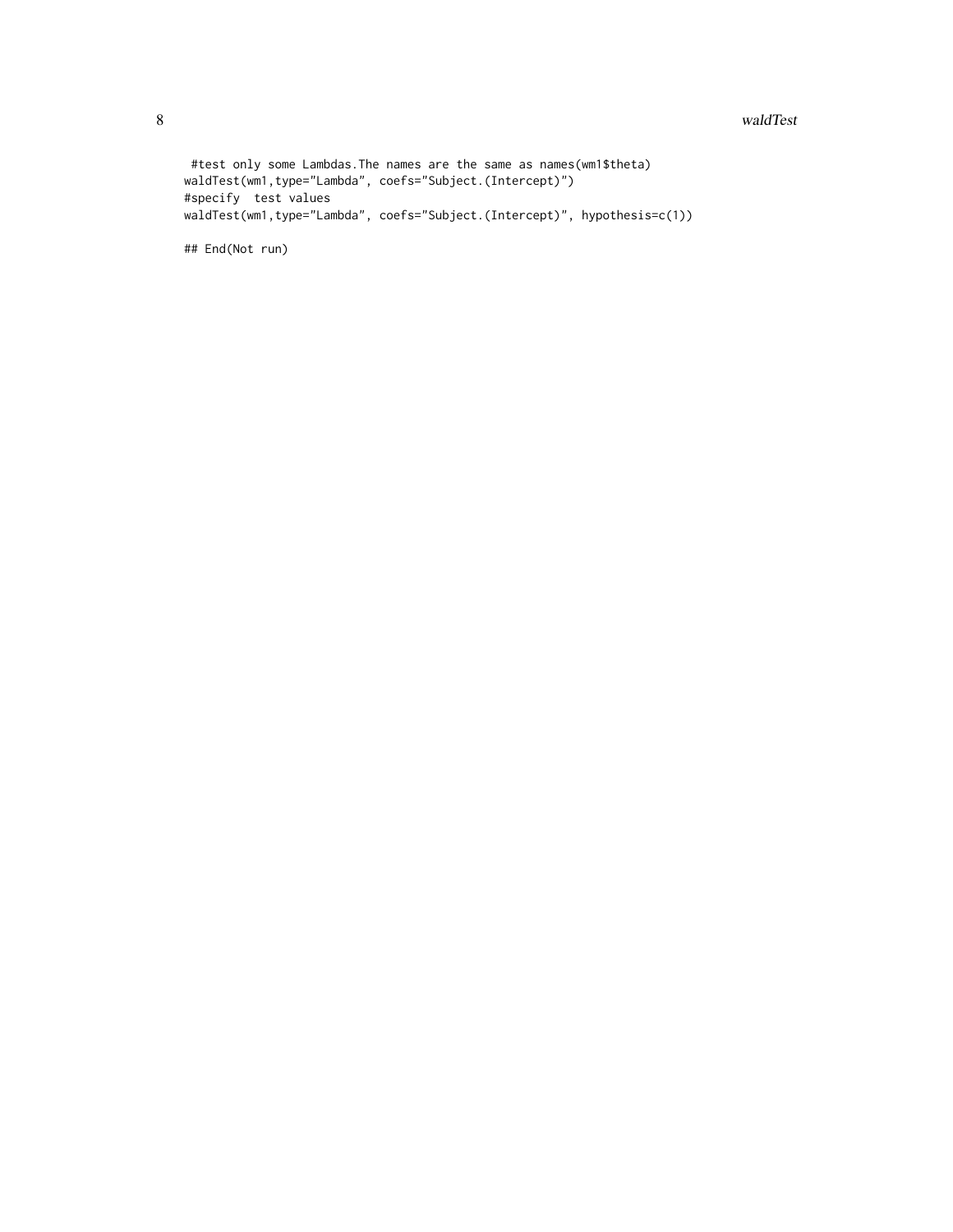```
 #test only some Lambdas.The names are the same as names(wm1$theta)
waldTest(wm1,type="Lambda", coefs="Subject.(Intercept)")
#specify  test values
waldTest(wm1,type="Lambda", coefs="Subject.(Intercept)", hypothesis=c(1))

## End(Not run)
```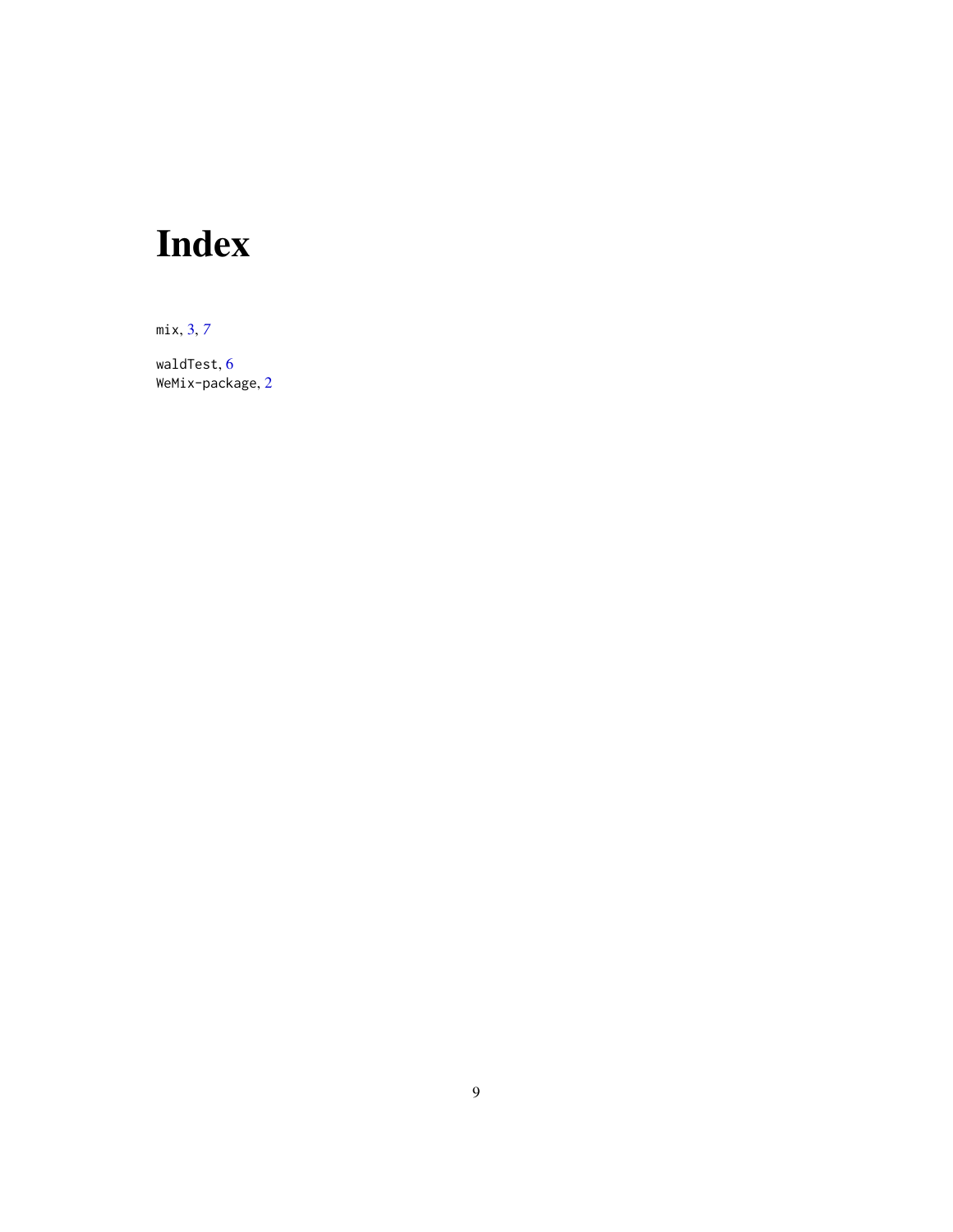# Index

mix, 3, *7*

waldTest, 6
WeMix-package, 2